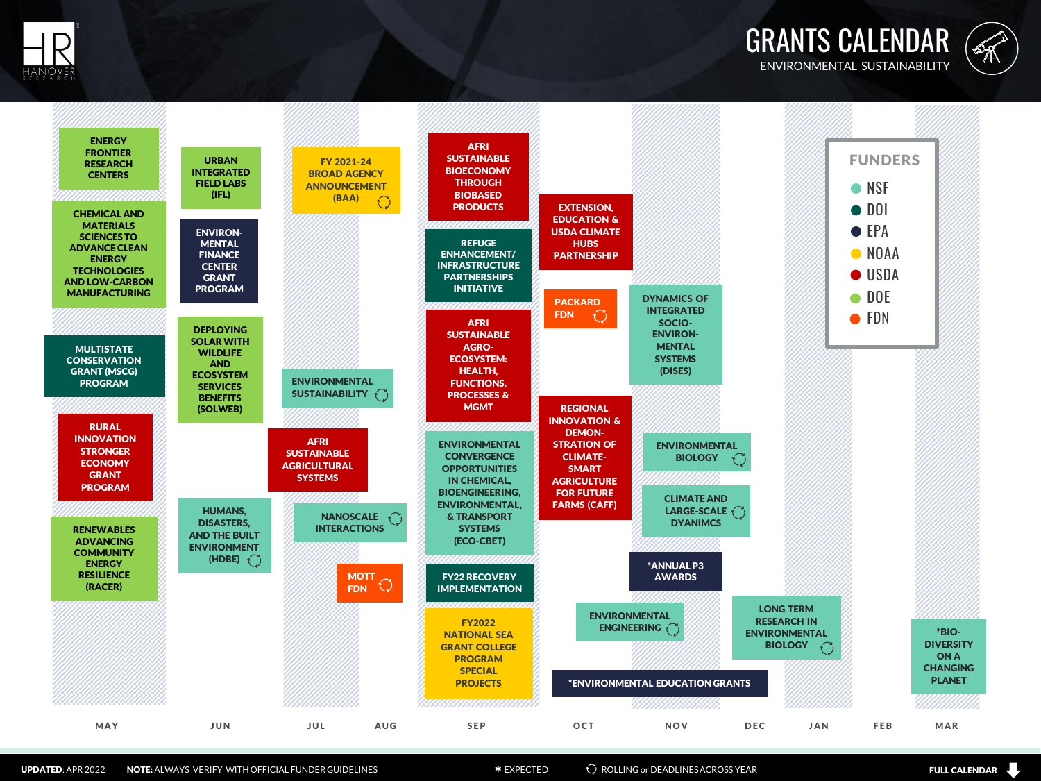# GRANTS CALENDAR

ENVIRONMENTAL SUSTAINABILITY

## FUNDERS

- NSF
- DOI
- EPA
- NOAA
- USDA
- DOE
- FDN

## MAY

- ENERGY FRONTIER RESEARCH CENTERS
- CHEMICAL AND MATERIALS SCIENCES TO ADVANCE CLEAN ENERGY TECHNOLOGIES AND LOW-CARBON MANUFACTURING
- MULTISTATE CONSERVATION GRANT (MSCG) PROGRAM
- RURAL INNOVATION STRONGER ECONOMY GRANT PROGRAM
- RENEWABLES ADVANCING COMMUNITY ENERGY RESILIENCE (RACER)

## JUN

- URBAN INTEGRATED FIELD LABS (IFL)
- ENVIRONMENTAL FINANCE CENTER GRANT PROGRAM
- DEPLOYING SOLAR WITH WILDLIFE AND ECOSYSTEM SERVICES BENEFITS (SOLWEB)
- HUMANS, DISASTERS, AND THE BUILT ENVIRONMENT (HDBE) ⟳

## JUL / AUG

- FY 2021-24 BROAD AGENCY ANNOUNCEMENT (BAA) ⟳
- ENVIRONMENTAL SUSTAINABILITY ⟳
- AFRI SUSTAINABLE AGRICULTURAL SYSTEMS
- NANOSCALE INTERACTIONS ⟳
- MOTT FDN ⟳

## SEP

- AFRI SUSTAINABLE BIOECONOMY THROUGH BIOBASED PRODUCTS
- REFUGE ENHANCEMENT/ INFRASTRUCTURE PARTNERSHIPS INITIATIVE
- AFRI SUSTAINABLE AGRO-ECOSYSTEM: HEALTH, FUNCTIONS, PROCESSES & MGMT
- ENVIRONMENTAL CONVERGENCE OPPORTUNITIES IN CHEMICAL, BIOENGINEERING, ENVIRONMENTAL, & TRANSPORT SYSTEMS (ECO-CBET)
- FY22 RECOVERY IMPLEMENTATION
- FY2022 NATIONAL SEA GRANT COLLEGE PROGRAM SPECIAL PROJECTS

## OCT

- EXTENSION, EDUCATION & USDA CLIMATE HUBS PARTNERSHIP
- PACKARD FDN ⟳
- REGIONAL INNOVATION & DEMONSTRATION OF CLIMATE-SMART AGRICULTURE FOR FUTURE FARMS (CAFF)
- ENVIRONMENTAL ENGINEERING ⟳
- *ENVIRONMENTAL EDUCATION GRANTS

## NOV

- DYNAMICS OF INTEGRATED SOCIO-ENVIRONMENTAL SYSTEMS (DISES)
- ENVIRONMENTAL BIOLOGY ⟳
- CLIMATE AND LARGE-SCALE DYANIMCS ⟳
- *ANNUAL P3 AWARDS

## DEC / JAN / FEB

- LONG TERM RESEARCH IN ENVIRONMENTAL BIOLOGY ⟳

## MAR

- *BIO-DIVERSITY ON A CHANGING PLANET

**UPDATED**: APR 2022 **NOTE:** ALWAYS VERIFY WITH OFFICIAL FUNDER GUIDELINES

* EXPECTED ⟳ ROLLING or DEADLINES ACROSS YEAR

**FULL CALENDAR**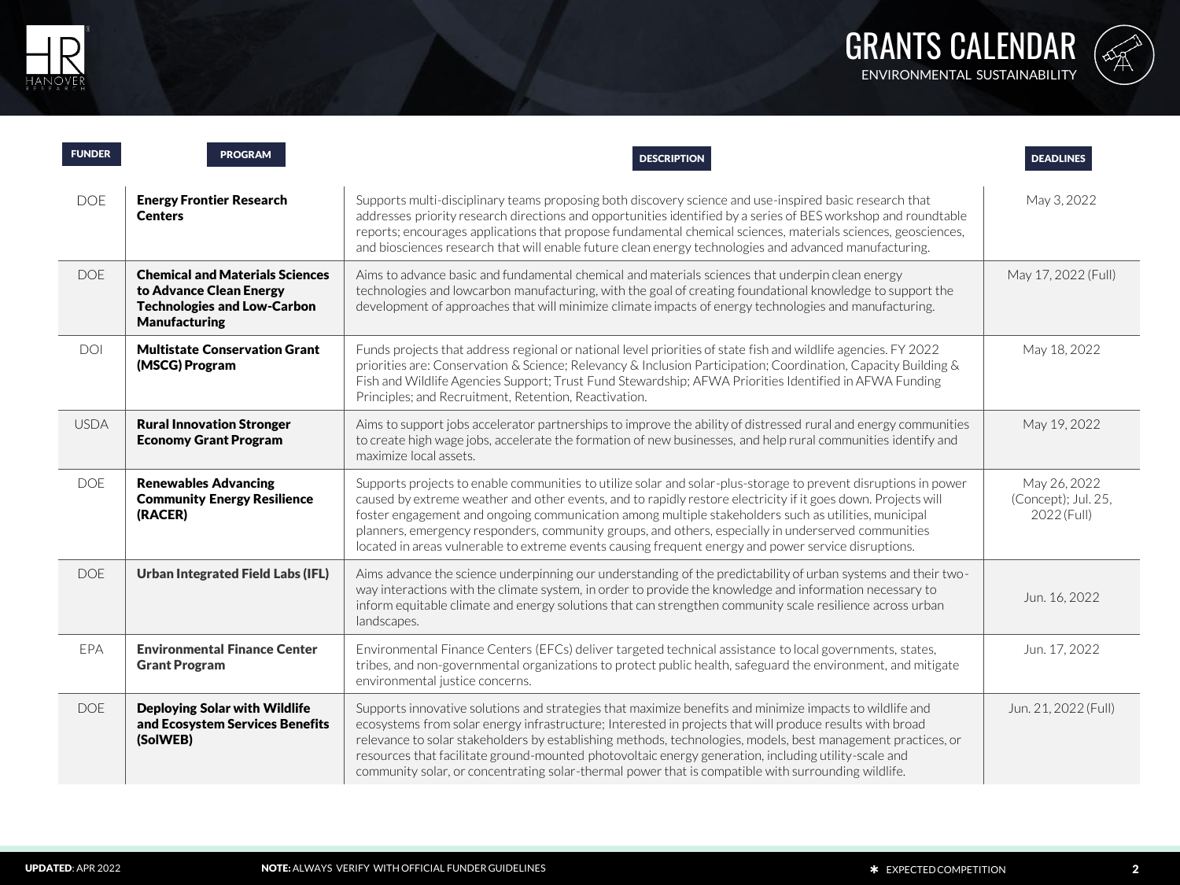# GRANTS CALENDAR

ENVIRONMENTAL SUSTAINABILITY

| FUNDER | PROGRAM | DESCRIPTION | DEADLINES |
|---|---|---|---|
| DOE | **Energy Frontier Research Centers** | Supports multi-disciplinary teams proposing both discovery science and use-inspired basic research that addresses priority research directions and opportunities identified by a series of BES workshop and roundtable reports; encourages applications that propose fundamental chemical sciences, materials sciences, geosciences, and biosciences research that will enable future clean energy technologies and advanced manufacturing. | May 3, 2022 |
| DOE | **Chemical and Materials Sciences to Advance Clean Energy Technologies and Low-Carbon Manufacturing** | Aims to advance basic and fundamental chemical and materials sciences that underpin clean energy technologies and lowcarbon manufacturing, with the goal of creating foundational knowledge to support the development of approaches that will minimize climate impacts of energy technologies and manufacturing. | May 17, 2022 (Full) |
| DOI | **Multistate Conservation Grant (MSCG) Program** | Funds projects that address regional or national level priorities of state fish and wildlife agencies. FY 2022 priorities are: Conservation & Science; Relevancy & Inclusion Participation; Coordination, Capacity Building & Fish and Wildlife Agencies Support; Trust Fund Stewardship; AFWA Priorities Identified in AFWA Funding Principles; and Recruitment, Retention, Reactivation. | May 18, 2022 |
| USDA | **Rural Innovation Stronger Economy Grant Program** | Aims to support jobs accelerator partnerships to improve the ability of distressed rural and energy communities to create high wage jobs, accelerate the formation of new businesses, and help rural communities identify and maximize local assets. | May 19, 2022 |
| DOE | **Renewables Advancing Community Energy Resilience (RACER)** | Supports projects to enable communities to utilize solar and solar-plus-storage to prevent disruptions in power caused by extreme weather and other events, and to rapidly restore electricity if it goes down. Projects will foster engagement and ongoing communication among multiple stakeholders such as utilities, municipal planners, emergency responders, community groups, and others, especially in underserved communities located in areas vulnerable to extreme events causing frequent energy and power service disruptions. | May 26, 2022 (Concept); Jul. 25, 2022 (Full) |
| DOE | **Urban Integrated Field Labs (IFL)** | Aims advance the science underpinning our understanding of the predictability of urban systems and their two-way interactions with the climate system, in order to provide the knowledge and information necessary to inform equitable climate and energy solutions that can strengthen community scale resilience across urban landscapes. | Jun. 16, 2022 |
| EPA | **Environmental Finance Center Grant Program** | Environmental Finance Centers (EFCs) deliver targeted technical assistance to local governments, states, tribes, and non-governmental organizations to protect public health, safeguard the environment, and mitigate environmental justice concerns. | Jun. 17, 2022 |
| DOE | **Deploying Solar with Wildlife and Ecosystem Services Benefits (SolWEB)** | Supports innovative solutions and strategies that maximize benefits and minimize impacts to wildlife and ecosystems from solar energy infrastructure; Interested in projects that will produce results with broad relevance to solar stakeholders by establishing methods, technologies, models, best management practices, or resources that facilitate ground-mounted photovoltaic energy generation, including utility-scale and community solar, or concentrating solar-thermal power that is compatible with surrounding wildlife. | Jun. 21, 2022 (Full) |

**UPDATED**: APR 2022 **NOTE:** ALWAYS VERIFY WITH OFFICIAL FUNDER GUIDELINES * EXPECTED COMPETITION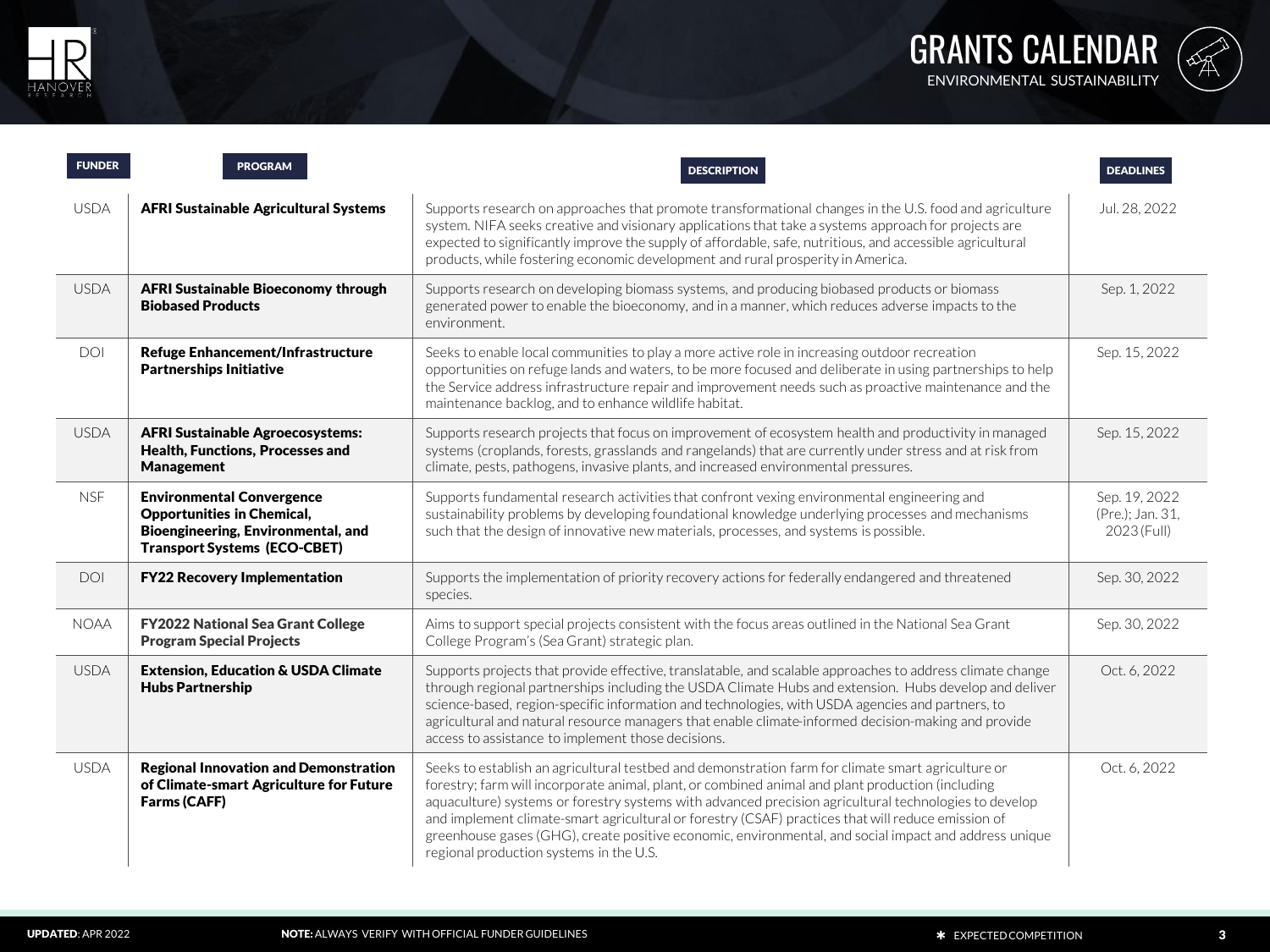# GRANTS CALENDAR

ENVIRONMENTAL SUSTAINABILITY

| FUNDER | PROGRAM | DESCRIPTION | DEADLINES |
|---|---|---|---|
| USDA | **AFRI Sustainable Agricultural Systems** | Supports research on approaches that promote transformational changes in the U.S. food and agriculture system. NIFA seeks creative and visionary applications that take a systems approach for projects are expected to significantly improve the supply of affordable, safe, nutritious, and accessible agricultural products, while fostering economic development and rural prosperity in America. | Jul. 28, 2022 |
| USDA | **AFRI Sustainable Bioeconomy through Biobased Products** | Supports research on developing biomass systems, and producing biobased products or biomass generated power to enable the bioeconomy, and in a manner, which reduces adverse impacts to the environment. | Sep. 1, 2022 |
| DOI | **Refuge Enhancement/Infrastructure Partnerships Initiative** | Seeks to enable local communities to play a more active role in increasing outdoor recreation opportunities on refuge lands and waters, to be more focused and deliberate in using partnerships to help the Service address infrastructure repair and improvement needs such as proactive maintenance and the maintenance backlog, and to enhance wildlife habitat. | Sep. 15, 2022 |
| USDA | **AFRI Sustainable Agroecosystems: Health, Functions, Processes and Management** | Supports research projects that focus on improvement of ecosystem health and productivity in managed systems (croplands, forests, grasslands and rangelands) that are currently under stress and at risk from climate, pests, pathogens, invasive plants, and increased environmental pressures. | Sep. 15, 2022 |
| NSF | **Environmental Convergence Opportunities in Chemical, Bioengineering, Environmental, and Transport Systems (ECO-CBET)** | Supports fundamental research activities that confront vexing environmental engineering and sustainability problems by developing foundational knowledge underlying processes and mechanisms such that the design of innovative new materials, processes, and systems is possible. | Sep. 19, 2022 (Pre.); Jan. 31, 2023 (Full) |
| DOI | **FY22 Recovery Implementation** | Supports the implementation of priority recovery actions for federally endangered and threatened species. | Sep. 30, 2022 |
| NOAA | **FY2022 National Sea Grant College Program Special Projects** | Aims to support special projects consistent with the focus areas outlined in the National Sea Grant College Program's (Sea Grant) strategic plan. | Sep. 30, 2022 |
| USDA | **Extension, Education & USDA Climate Hubs Partnership** | Supports projects that provide effective, translatable, and scalable approaches to address climate change through regional partnerships including the USDA Climate Hubs and extension. Hubs develop and deliver science-based, region-specific information and technologies, with USDA agencies and partners, to agricultural and natural resource managers that enable climate-informed decision-making and provide access to assistance to implement those decisions. | Oct. 6, 2022 |
| USDA | **Regional Innovation and Demonstration of Climate-smart Agriculture for Future Farms (CAFF)** | Seeks to establish an agricultural testbed and demonstration farm for climate smart agriculture or forestry; farm will incorporate animal, plant, or combined animal and plant production (including aquaculture) systems or forestry systems with advanced precision agricultural technologies to develop and implement climate-smart agricultural or forestry (CSAF) practices that will reduce emission of greenhouse gases (GHG), create positive economic, environmental, and social impact and address unique regional production systems in the U.S. | Oct. 6, 2022 |

**UPDATED**: APR 2022 **NOTE:** ALWAYS VERIFY WITH OFFICIAL FUNDER GUIDELINES ✱ EXPECTED COMPETITION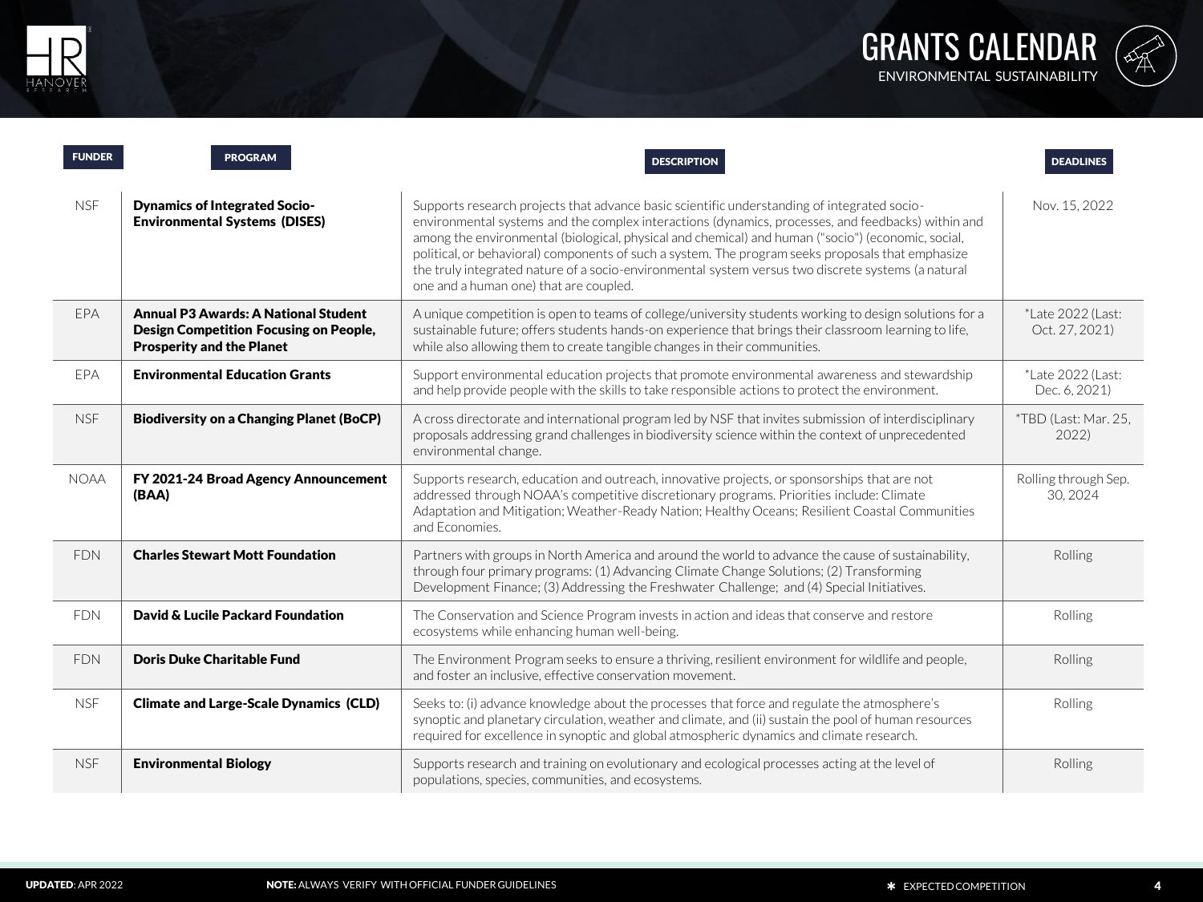# GRANTS CALENDAR

ENVIRONMENTAL SUSTAINABILITY

| FUNDER | PROGRAM | DESCRIPTION | DEADLINES |
|---|---|---|---|
| NSF | **Dynamics of Integrated Socio-Environmental Systems (DISES)** | Supports research projects that advance basic scientific understanding of integrated socio-environmental systems and the complex interactions (dynamics, processes, and feedbacks) within and among the environmental (biological, physical and chemical) and human ("socio") (economic, social, political, or behavioral) components of such a system. The program seeks proposals that emphasize the truly integrated nature of a socio-environmental system versus two discrete systems (a natural one and a human one) that are coupled. | Nov. 15, 2022 |
| EPA | **Annual P3 Awards: A National Student Design Competition Focusing on People, Prosperity and the Planet** | A unique competition is open to teams of college/university students working to design solutions for a sustainable future; offers students hands-on experience that brings their classroom learning to life, while also allowing them to create tangible changes in their communities. | *Late 2022 (Last: Oct. 27, 2021) |
| EPA | **Environmental Education Grants** | Support environmental education projects that promote environmental awareness and stewardship and help provide people with the skills to take responsible actions to protect the environment. | *Late 2022 (Last: Dec. 6, 2021) |
| NSF | **Biodiversity on a Changing Planet (BoCP)** | A cross directorate and international program led by NSF that invites submission of interdisciplinary proposals addressing grand challenges in biodiversity science within the context of unprecedented environmental change. | *TBD (Last: Mar. 25, 2022) |
| NOAA | **FY 2021-24 Broad Agency Announcement (BAA)** | Supports research, education and outreach, innovative projects, or sponsorships that are not addressed through NOAA's competitive discretionary programs. Priorities include: Climate Adaptation and Mitigation; Weather-Ready Nation; Healthy Oceans; Resilient Coastal Communities and Economies. | Rolling through Sep. 30, 2024 |
| FDN | **Charles Stewart Mott Foundation** | Partners with groups in North America and around the world to advance the cause of sustainability, through four primary programs: (1) Advancing Climate Change Solutions; (2) Transforming Development Finance; (3) Addressing the Freshwater Challenge; and (4) Special Initiatives. | Rolling |
| FDN | **David & Lucile Packard Foundation** | The Conservation and Science Program invests in action and ideas that conserve and restore ecosystems while enhancing human well-being. | Rolling |
| FDN | **Doris Duke Charitable Fund** | The Environment Program seeks to ensure a thriving, resilient environment for wildlife and people, and foster an inclusive, effective conservation movement. | Rolling |
| NSF | **Climate and Large-Scale Dynamics (CLD)** | Seeks to: (i) advance knowledge about the processes that force and regulate the atmosphere's synoptic and planetary circulation, weather and climate, and (ii) sustain the pool of human resources required for excellence in synoptic and global atmospheric dynamics and climate research. | Rolling |
| NSF | **Environmental Biology** | Supports research and training on evolutionary and ecological processes acting at the level of populations, species, communities, and ecosystems. | Rolling |

**UPDATED**: APR 2022 **NOTE:** ALWAYS VERIFY WITH OFFICIAL FUNDER GUIDELINES * EXPECTED COMPETITION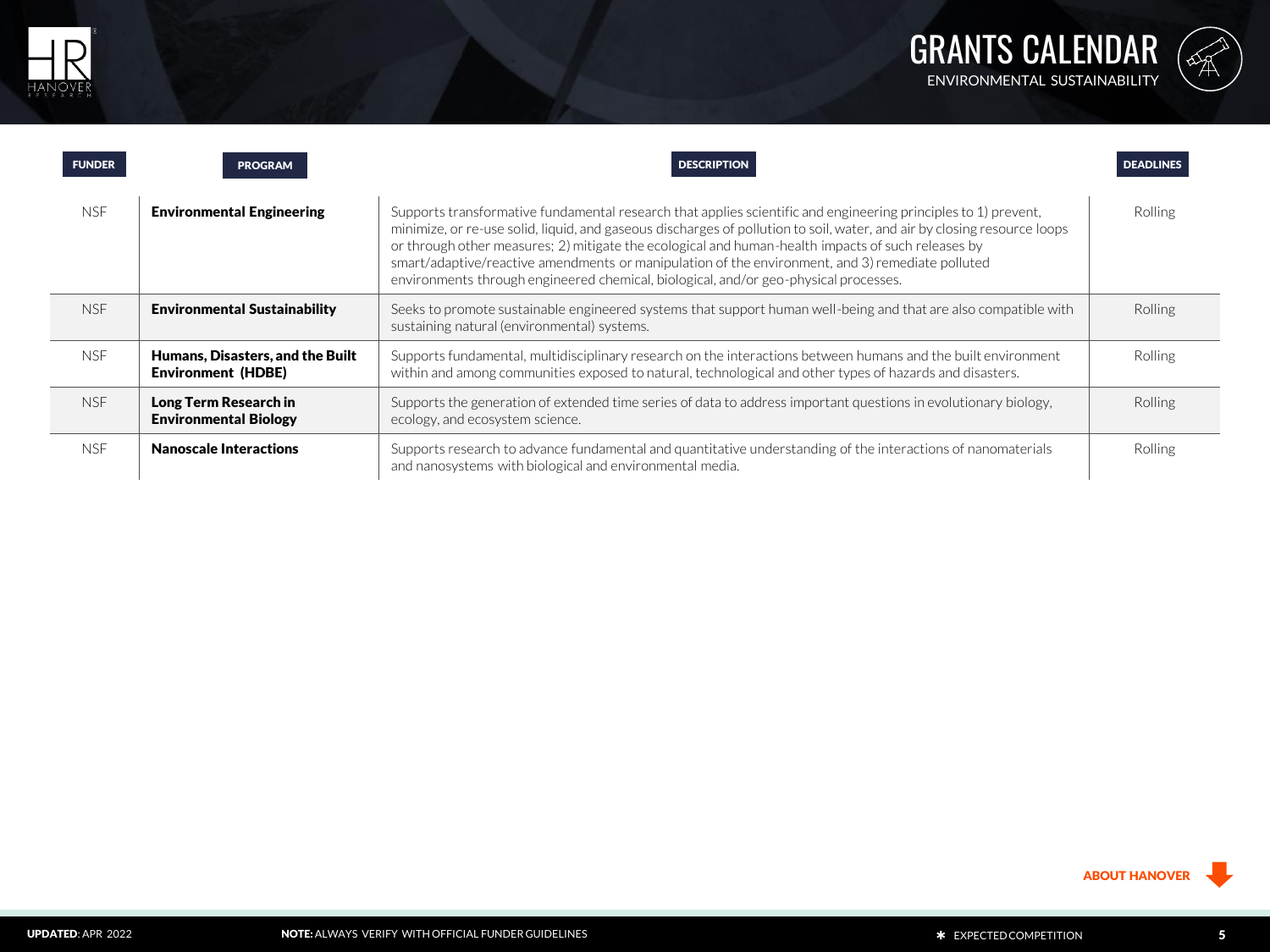# GRANTS CALENDAR

ENVIRONMENTAL SUSTAINABILITY

| FUNDER | PROGRAM | DESCRIPTION | DEADLINES |
|---|---|---|---|
| NSF | **Environmental Engineering** | Supports transformative fundamental research that applies scientific and engineering principles to 1) prevent, minimize, or re-use solid, liquid, and gaseous discharges of pollution to soil, water, and air by closing resource loops or through other measures; 2) mitigate the ecological and human-health impacts of such releases by smart/adaptive/reactive amendments or manipulation of the environment, and 3) remediate polluted environments through engineered chemical, biological, and/or geo-physical processes. | Rolling |
| NSF | **Environmental Sustainability** | Seeks to promote sustainable engineered systems that support human well-being and that are also compatible with sustaining natural (environmental) systems. | Rolling |
| NSF | **Humans, Disasters, and the Built Environment (HDBE)** | Supports fundamental, multidisciplinary research on the interactions between humans and the built environment within and among communities exposed to natural, technological and other types of hazards and disasters. | Rolling |
| NSF | **Long Term Research in Environmental Biology** | Supports the generation of extended time series of data to address important questions in evolutionary biology, ecology, and ecosystem science. | Rolling |
| NSF | **Nanoscale Interactions** | Supports research to advance fundamental and quantitative understanding of the interactions of nanomaterials and nanosystems with biological and environmental media. | Rolling |

ABOUT HANOVER

**UPDATED**: APR 2022

**NOTE:** ALWAYS VERIFY WITH OFFICIAL FUNDER GUIDELINES

* EXPECTED COMPETITION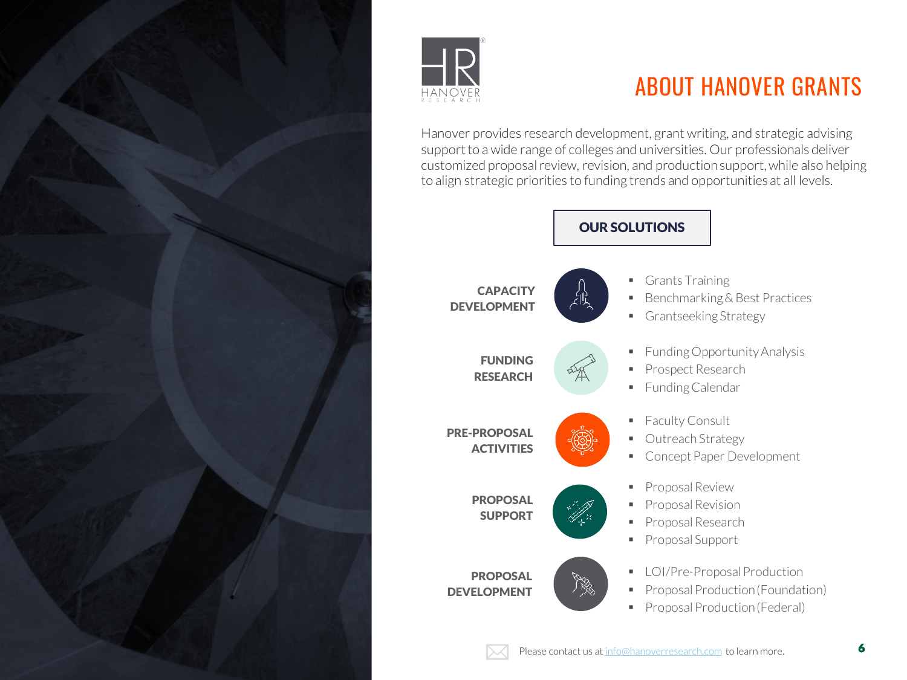# ABOUT HANOVER GRANTS

Hanover provides research development, grant writing, and strategic advising support to a wide range of colleges and universities. Our professionals deliver customized proposal review, revision, and production support, while also helping to align strategic priorities to funding trends and opportunities at all levels.

## OUR SOLUTIONS

**CAPACITY DEVELOPMENT**

- Grants Training
- Benchmarking & Best Practices
- Grantseeking Strategy

**FUNDING RESEARCH**

- Funding Opportunity Analysis
- Prospect Research
- Funding Calendar

**PRE-PROPOSAL ACTIVITIES**

- Faculty Consult
- Outreach Strategy
- Concept Paper Development

**PROPOSAL SUPPORT**

- Proposal Review
- Proposal Revision
- Proposal Research
- Proposal Support

**PROPOSAL DEVELOPMENT**

- LOI/Pre-Proposal Production
- Proposal Production (Foundation)
- Proposal Production (Federal)

Please contact us at info@hanoverresearch.com to learn more.